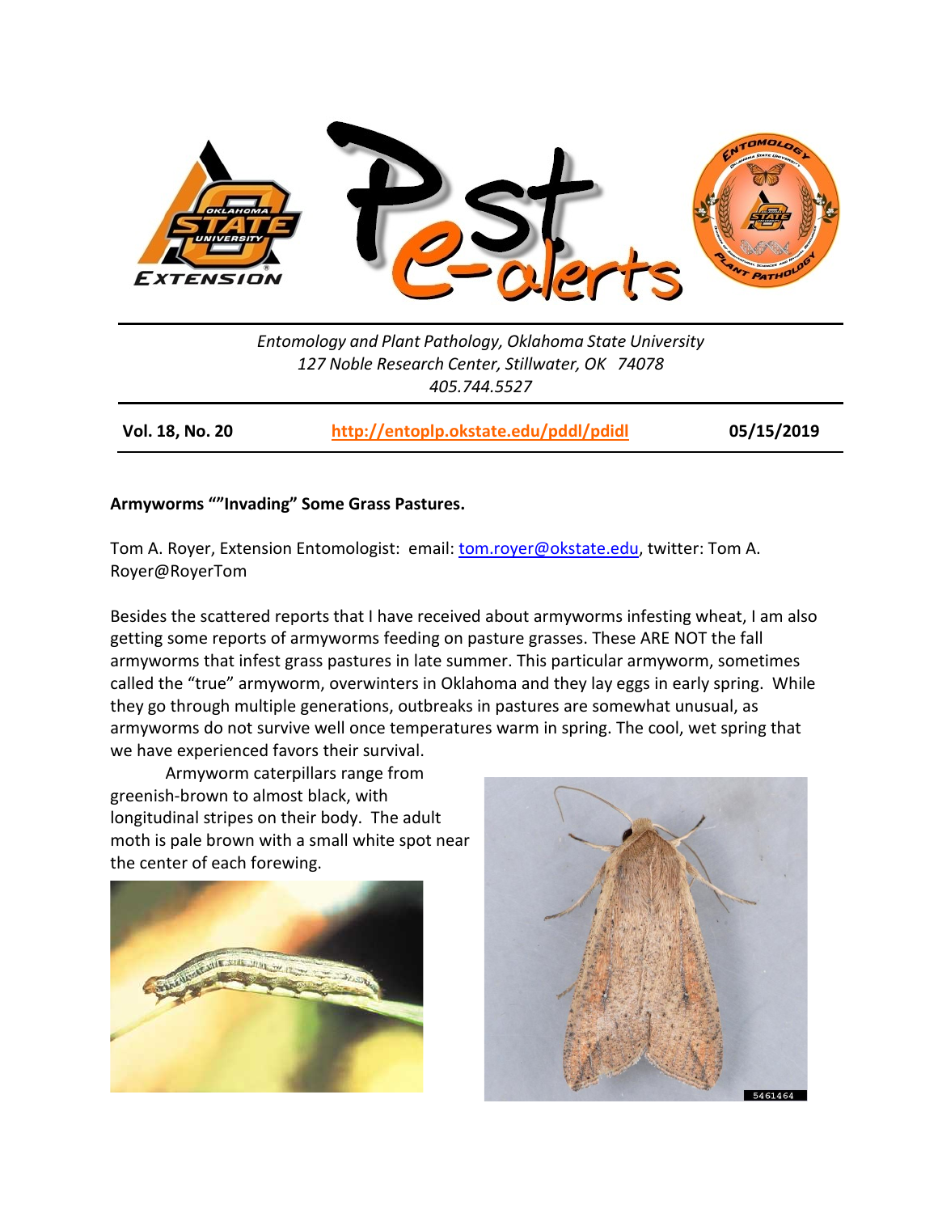Entomology and Plant Pathology, Oklahoma State University
127 Noble Research Center, Stillwater, OK 74078
405.744.5527

**Vol. 18, No. 20** | **http://entoplp.okstate.edu/pddl/pdidl** | **05/15/2019**

**Armyworms ""Invading" Some Grass Pastures.**

Tom A. Royer, Extension Entomologist: email: tom.royer@okstate.edu, twitter: Tom A. Royer@RoyerTom

Besides the scattered reports that I have received about armyworms infesting wheat, I am also getting some reports of armyworms feeding on pasture grasses. These ARE NOT the fall armyworms that infest grass pastures in late summer. This particular armyworm, sometimes called the "true" armyworm, overwinters in Oklahoma and they lay eggs in early spring. While they go through multiple generations, outbreaks in pastures are somewhat unusual, as armyworms do not survive well once temperatures warm in spring. The cool, wet spring that we have experienced favors their survival.

Armyworm caterpillars range from greenish-brown to almost black, with longitudinal stripes on their body. The adult moth is pale brown with a small white spot near the center of each forewing.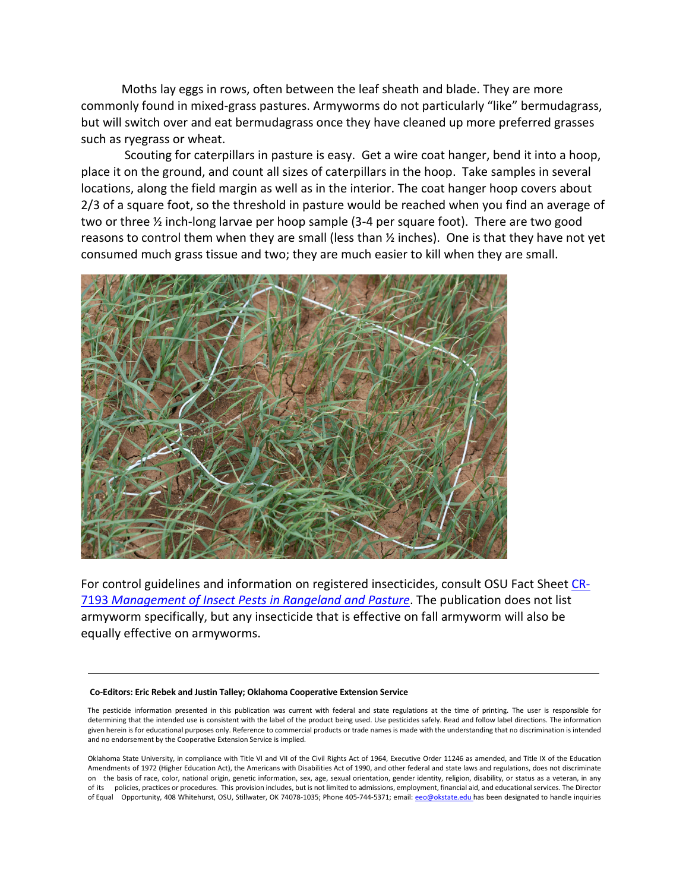Moths lay eggs in rows, often between the leaf sheath and blade. They are more commonly found in mixed-grass pastures. Armyworms do not particularly "like" bermudagrass, but will switch over and eat bermudagrass once they have cleaned up more preferred grasses such as ryegrass or wheat.

Scouting for caterpillars in pasture is easy. Get a wire coat hanger, bend it into a hoop, place it on the ground, and count all sizes of caterpillars in the hoop. Take samples in several locations, along the field margin as well as in the interior. The coat hanger hoop covers about 2/3 of a square foot, so the threshold in pasture would be reached when you find an average of two or three ½ inch-long larvae per hoop sample (3-4 per square foot). There are two good reasons to control them when they are small (less than ½ inches). One is that they have not yet consumed much grass tissue and two; they are much easier to kill when they are small.

For control guidelines and information on registered insecticides, consult OSU Fact Sheet CR-7193 *Management of Insect Pests in Rangeland and Pasture*. The publication does not list armyworm specifically, but any insecticide that is effective on fall armyworm will also be equally effective on armyworms.

---

**Co-Editors: Eric Rebek and Justin Talley; Oklahoma Cooperative Extension Service**

The pesticide information presented in this publication was current with federal and state regulations at the time of printing. The user is responsible for determining that the intended use is consistent with the label of the product being used. Use pesticides safely. Read and follow label directions. The information given herein is for educational purposes only. Reference to commercial products or trade names is made with the understanding that no discrimination is intended and no endorsement by the Cooperative Extension Service is implied.

Oklahoma State University, in compliance with Title VI and VII of the Civil Rights Act of 1964, Executive Order 11246 as amended, and Title IX of the Education Amendments of 1972 (Higher Education Act), the Americans with Disabilities Act of 1990, and other federal and state laws and regulations, does not discriminate on the basis of race, color, national origin, genetic information, sex, age, sexual orientation, gender identity, religion, disability, or status as a veteran, in any of its policies, practices or procedures. This provision includes, but is not limited to admissions, employment, financial aid, and educational services. The Director of Equal Opportunity, 408 Whitehurst, OSU, Stillwater, OK 74078-1035; Phone 405-744-5371; email: eeo@okstate.edu has been designated to handle inquiries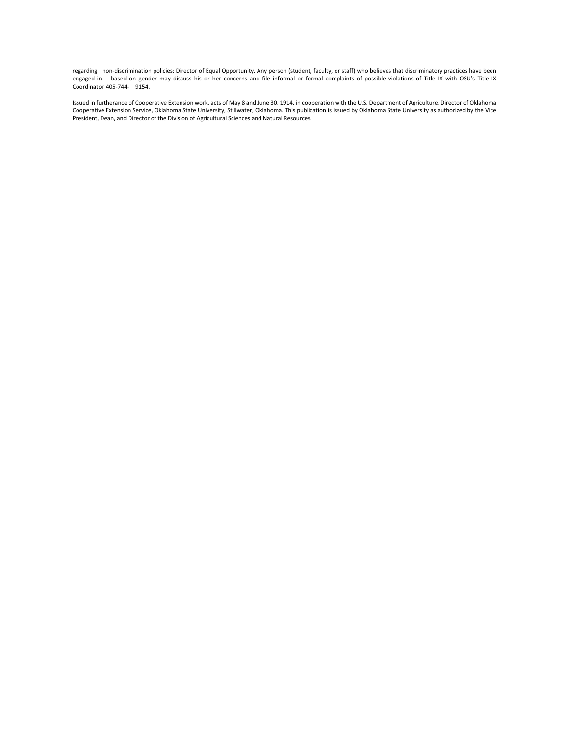regarding non-discrimination policies: Director of Equal Opportunity. Any person (student, faculty, or staff) who believes that discriminatory practices have been engaged in based on gender may discuss his or her concerns and file informal or formal complaints of possible violations of Title IX with OSU's Title IX Coordinator 405-744- 9154.

Issued in furtherance of Cooperative Extension work, acts of May 8 and June 30, 1914, in cooperation with the U.S. Department of Agriculture, Director of Oklahoma Cooperative Extension Service, Oklahoma State University, Stillwater, Oklahoma. This publication is issued by Oklahoma State University as authorized by the Vice President, Dean, and Director of the Division of Agricultural Sciences and Natural Resources.